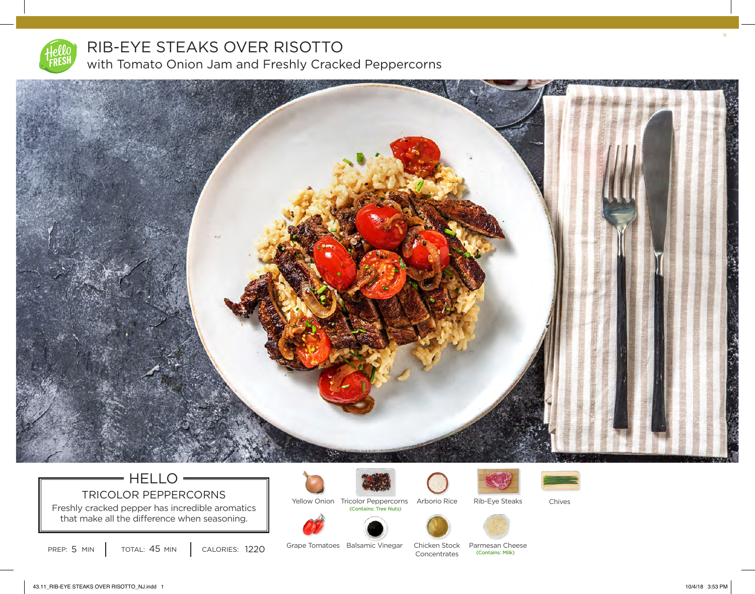# RIB-EYE STEAKS OVER RISOTTO

## with Tomato Onion Jam and Freshly Cracked Peppercorns

### HELLO

**TRICOLOR PEPPERCORNS**

Freshly cracked pepper has incredible aromatics that make all the difference when seasoning.

PREP: 5 MIN | TOTAL: 45 MIN | CALORIES: 1220

- Yellow Onion
- Tricolor Peppercorns (Contains: Tree Nuts)
- Arborio Rice
- Rib-Eye Steaks
- Chives
- Grape Tomatoes
- Balsamic Vinegar
- Chicken Stock Concentrates
- Parmesan Cheese (Contains: Milk)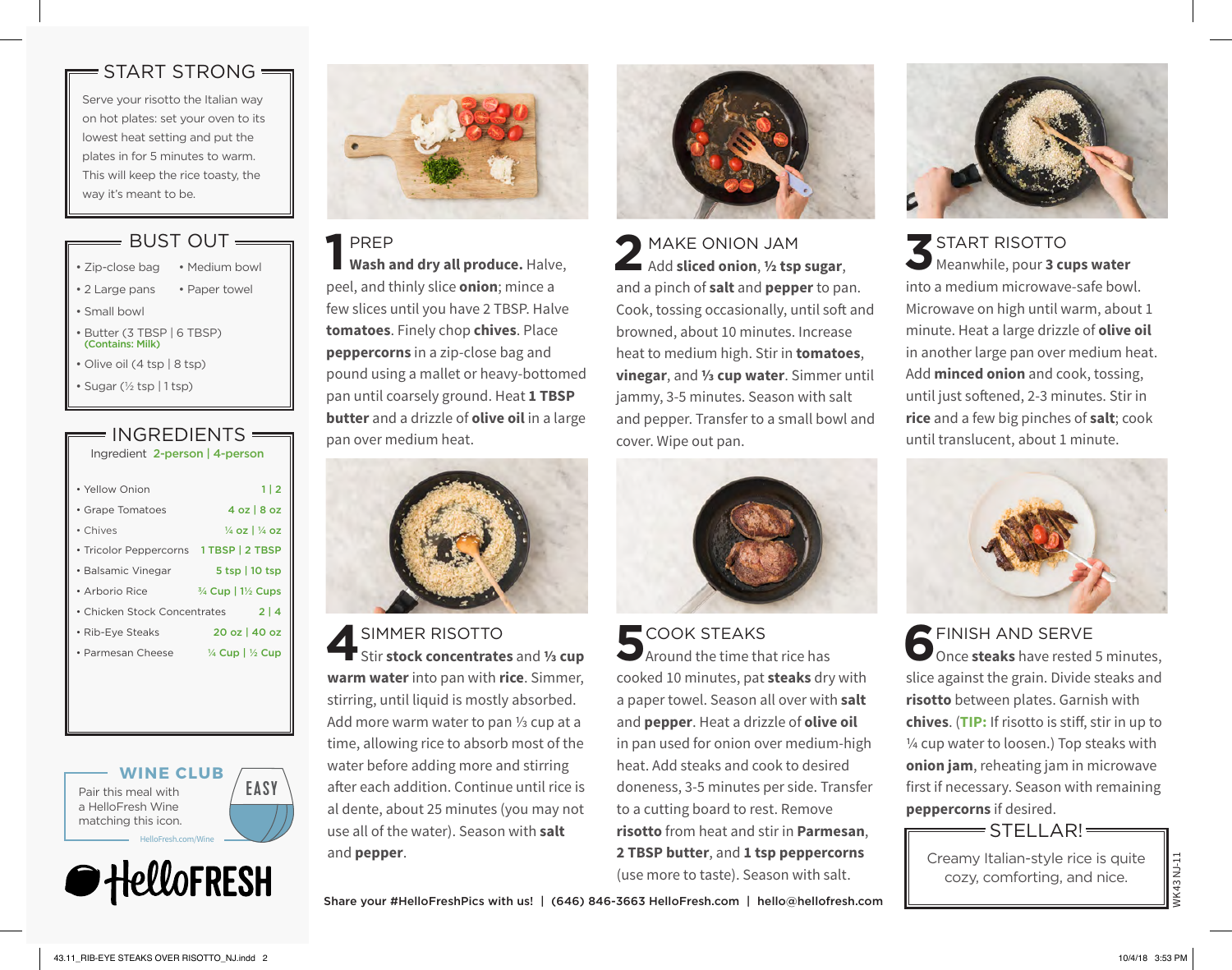## START STRONG

Serve your risotto the Italian way on hot plates: set your oven to its lowest heat setting and put the plates in for 5 minutes to warm. This will keep the rice toasty, the way it's meant to be.

## BUST OUT

- Zip-close bag
- Medium bowl
- 2 Large pans
- Paper towel
- Small bowl
- Butter (3 TBSP | 6 TBSP) (Contains: Milk)
- Olive oil (4 tsp | 8 tsp)
- Sugar (½ tsp | 1 tsp)

## INGREDIENTS

| Ingredient | 2-person \| 4-person |
|---|---|
| Yellow Onion | 1 \| 2 |
| Grape Tomatoes | 4 oz \| 8 oz |
| Chives | ¼ oz \| ¼ oz |
| Tricolor Peppercorns | 1 TBSP \| 2 TBSP |
| Balsamic Vinegar | 5 tsp \| 10 tsp |
| Arborio Rice | ¾ Cup \| 1½ Cups |
| Chicken Stock Concentrates | 2 \| 4 |
| Rib-Eye Steaks | 20 oz \| 40 oz |
| Parmesan Cheese | ¼ Cup \| ½ Cup |

## WINE CLUB

Pair this meal with a HelloFresh Wine matching this icon.

HelloFresh.com/Wine

EASY

HelloFRESH

## 1 PREP

**Wash and dry all produce.** Halve, peel, and thinly slice **onion**; mince a few slices until you have 2 TBSP. Halve **tomatoes**. Finely chop **chives**. Place **peppercorns** in a zip-close bag and pound using a mallet or heavy-bottomed pan until coarsely ground. Heat **1 TBSP butter** and a drizzle of **olive oil** in a large pan over medium heat.

## 2 MAKE ONION JAM

Add **sliced onion**, **½ tsp sugar**, and a pinch of **salt** and **pepper** to pan. Cook, tossing occasionally, until soft and browned, about 10 minutes. Increase heat to medium high. Stir in **tomatoes**, **vinegar**, and **⅓ cup water**. Simmer until jammy, 3-5 minutes. Season with salt and pepper. Transfer to a small bowl and cover. Wipe out pan.

## 3 START RISOTTO

Meanwhile, pour **3 cups water** into a medium microwave-safe bowl. Microwave on high until warm, about 1 minute. Heat a large drizzle of **olive oil** in another large pan over medium heat. Add **minced onion** and cook, tossing, until just softened, 2-3 minutes. Stir in **rice** and a few big pinches of **salt**; cook until translucent, about 1 minute.

## 4 SIMMER RISOTTO

Stir **stock concentrates** and **⅓ cup warm water** into pan with **rice**. Simmer, stirring, until liquid is mostly absorbed. Add more warm water to pan ⅓ cup at a time, allowing rice to absorb most of the water before adding more and stirring after each addition. Continue until rice is al dente, about 25 minutes (you may not use all of the water). Season with **salt** and **pepper**.

## 5 COOK STEAKS

Around the time that rice has cooked 10 minutes, pat **steaks** dry with a paper towel. Season all over with **salt** and **pepper**. Heat a drizzle of **olive oil** in pan used for onion over medium-high heat. Add steaks and cook to desired doneness, 3-5 minutes per side. Transfer to a cutting board to rest. Remove **risotto** from heat and stir in **Parmesan**, **2 TBSP butter**, and **1 tsp peppercorns** (use more to taste). Season with salt.

## 6 FINISH AND SERVE

Once **steaks** have rested 5 minutes, slice against the grain. Divide steaks and **risotto** between plates. Garnish with **chives**. (**TIP:** If risotto is stiff, stir in up to ¼ cup water to loosen.) Top steaks with **onion jam**, reheating jam in microwave first if necessary. Season with remaining **peppercorns** if desired.

## STELLAR!

Creamy Italian-style rice is quite cozy, comforting, and nice.

Share your #HelloFreshPics with us! | (646) 846-3663 HelloFresh.com | hello@hellofresh.com

WK43 NJ-11